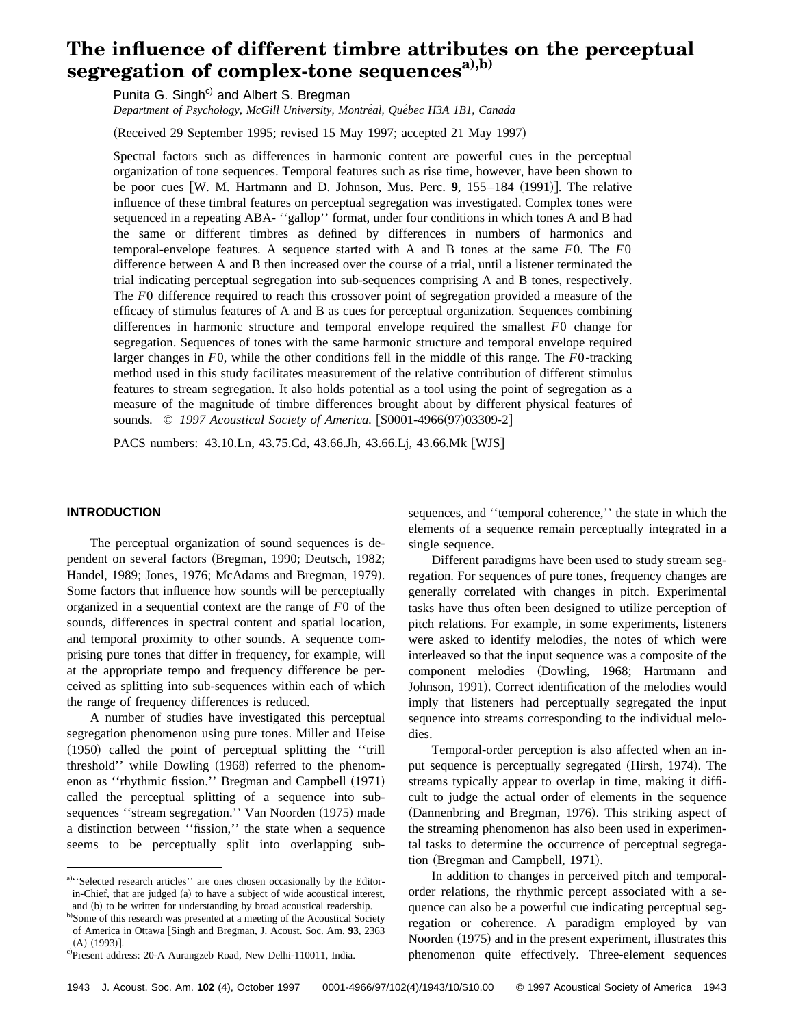# The influence of different timbre attributes on the perceptual segregation of complex-tone sequences[a),b)]

Punita G. Singh[c)] and Albert S. Bregman

*Department of Psychology, McGill University, Montréal, Québec H3A 1B1, Canada*

(Received 29 September 1995; revised 15 May 1997; accepted 21 May 1997)

Spectral factors such as differences in harmonic content are powerful cues in the perceptual organization of tone sequences. Temporal features such as rise time, however, have been shown to be poor cues [W. M. Hartmann and D. Johnson, Mus. Perc. **9**, 155–184 (1991)]. The relative influence of these timbral features on perceptual segregation was investigated. Complex tones were sequenced in a repeating ABA- ''gallop'' format, under four conditions in which tones A and B had the same or different timbres as defined by differences in numbers of harmonics and temporal-envelope features. A sequence started with A and B tones at the same $F0$. The $F0$ difference between A and B then increased over the course of a trial, until a listener terminated the trial indicating perceptual segregation into sub-sequences comprising A and B tones, respectively. The $F0$ difference required to reach this crossover point of segregation provided a measure of the efficacy of stimulus features of A and B as cues for perceptual organization. Sequences combining differences in harmonic structure and temporal envelope required the smallest $F0$ change for segregation. Sequences of tones with the same harmonic structure and temporal envelope required larger changes in $F0$, while the other conditions fell in the middle of this range. The $F0$-tracking method used in this study facilitates measurement of the relative contribution of different stimulus features to stream segregation. It also holds potential as a tool using the point of segregation as a measure of the magnitude of timbre differences brought about by different physical features of sounds. © *1997 Acoustical Society of America.* [S0001-4966(97)03309-2]

PACS numbers: 43.10.Ln, 43.75.Cd, 43.66.Jh, 43.66.Lj, 43.66.Mk [WJS]

## INTRODUCTION

The perceptual organization of sound sequences is dependent on several factors (Bregman, 1990; Deutsch, 1982; Handel, 1989; Jones, 1976; McAdams and Bregman, 1979). Some factors that influence how sounds will be perceptually organized in a sequential context are the range of $F0$ of the sounds, differences in spectral content and spatial location, and temporal proximity to other sounds. A sequence comprising pure tones that differ in frequency, for example, will at the appropriate tempo and frequency difference be perceived as splitting into sub-sequences within each of which the range of frequency differences is reduced.

A number of studies have investigated this perceptual segregation phenomenon using pure tones. Miller and Heise (1950) called the point of perceptual splitting the ''trill threshold'' while Dowling (1968) referred to the phenomenon as ''rhythmic fission.'' Bregman and Campbell (1971) called the perceptual splitting of a sequence into sub-sequences ''stream segregation.'' Van Noorden (1975) made a distinction between ''fission,'' the state when a sequence seems to be perceptually split into overlapping sub-sequences, and ''temporal coherence,'' the state in which the elements of a sequence remain perceptually integrated in a single sequence.

Different paradigms have been used to study stream segregation. For sequences of pure tones, frequency changes are generally correlated with changes in pitch. Experimental tasks have thus often been designed to utilize perception of pitch relations. For example, in some experiments, listeners were asked to identify melodies, the notes of which were interleaved so that the input sequence was a composite of the component melodies (Dowling, 1968; Hartmann and Johnson, 1991). Correct identification of the melodies would imply that listeners had perceptually segregated the input sequence into streams corresponding to the individual melodies.

Temporal-order perception is also affected when an input sequence is perceptually segregated (Hirsh, 1974). The streams typically appear to overlap in time, making it difficult to judge the actual order of elements in the sequence (Dannenbring and Bregman, 1976). This striking aspect of the streaming phenomenon has also been used in experimental tasks to determine the occurrence of perceptual segregation (Bregman and Campbell, 1971).

In addition to changes in perceived pitch and temporal-order relations, the rhythmic percept associated with a sequence can also be a powerful cue indicating perceptual segregation or coherence. A paradigm employed by van Noorden (1975) and in the present experiment, illustrates this phenomenon quite effectively. Three-element sequences

---

[a)] ''Selected research articles'' are ones chosen occasionally by the Editor-in-Chief, that are judged (a) to have a subject of wide acoustical interest, and (b) to be written for understanding by broad acoustical readership.

[b)] Some of this research was presented at a meeting of the Acoustical Society of America in Ottawa [Singh and Bregman, J. Acoust. Soc. Am. **93**, 2363 (A) (1993)].

[c)] Present address: 20-A Aurangzeb Road, New Delhi-110011, India.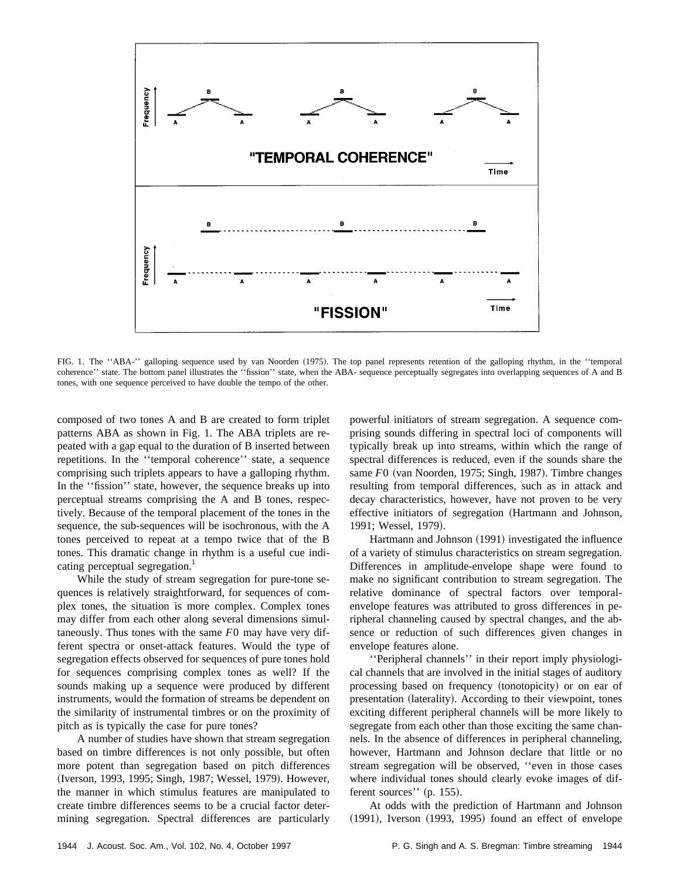FIG. 1. The ''ABA-'' galloping sequence used by van Noorden (1975). The top panel represents retention of the galloping rhythm, in the ''temporal coherence'' state. The bottom panel illustrates the ''fission'' state, when the ABA- sequence perceptually segregates into overlapping sequences of A and B tones, with one sequence perceived to have double the tempo of the other.

composed of two tones A and B are created to form triplet patterns ABA as shown in Fig. 1. The ABA triplets are repeated with a gap equal to the duration of B inserted between repetitions. In the ''temporal coherence'' state, a sequence comprising such triplets appears to have a galloping rhythm. In the ''fission'' state, however, the sequence breaks up into perceptual streams comprising the A and B tones, respectively. Because of the temporal placement of the tones in the sequence, the sub-sequences will be isochronous, with the A tones perceived to repeat at a tempo twice that of the B tones. This dramatic change in rhythm is a useful cue indicating perceptual segregation.[1]

While the study of stream segregation for pure-tone sequences is relatively straightforward, for sequences of complex tones, the situation is more complex. Complex tones may differ from each other along several dimensions simultaneously. Thus tones with the same $F0$ may have very different spectra or onset-attack features. Would the type of segregation effects observed for sequences of pure tones hold for sequences comprising complex tones as well? If the sounds making up a sequence were produced by different instruments, would the formation of streams be dependent on the similarity of instrumental timbres or on the proximity of pitch as is typically the case for pure tones?

A number of studies have shown that stream segregation based on timbre differences is not only possible, but often more potent than segregation based on pitch differences (Iverson, 1993, 1995; Singh, 1987; Wessel, 1979). However, the manner in which stimulus features are manipulated to create timbre differences seems to be a crucial factor determining segregation. Spectral differences are particularly powerful initiators of stream segregation. A sequence comprising sounds differing in spectral loci of components will typically break up into streams, within which the range of spectral differences is reduced, even if the sounds share the same $F0$ (van Noorden, 1975; Singh, 1987). Timbre changes resulting from temporal differences, such as in attack and decay characteristics, however, have not proven to be very effective initiators of segregation (Hartmann and Johnson, 1991; Wessel, 1979).

Hartmann and Johnson (1991) investigated the influence of a variety of stimulus characteristics on stream segregation. Differences in amplitude-envelope shape were found to make no significant contribution to stream segregation. The relative dominance of spectral factors over temporal-envelope features was attributed to gross differences in peripheral channeling caused by spectral changes, and the absence or reduction of such differences given changes in envelope features alone.

''Peripheral channels'' in their report imply physiological channels that are involved in the initial stages of auditory processing based on frequency (tonotopicity) or on ear of presentation (laterality). According to their viewpoint, tones exciting different peripheral channels will be more likely to segregate from each other than those exciting the same channels. In the absence of differences in peripheral channeling, however, Hartmann and Johnson declare that little or no stream segregation will be observed, ''even in those cases where individual tones should clearly evoke images of different sources'' (p. 155).

At odds with the prediction of Hartmann and Johnson (1991), Iverson (1993, 1995) found an effect of envelope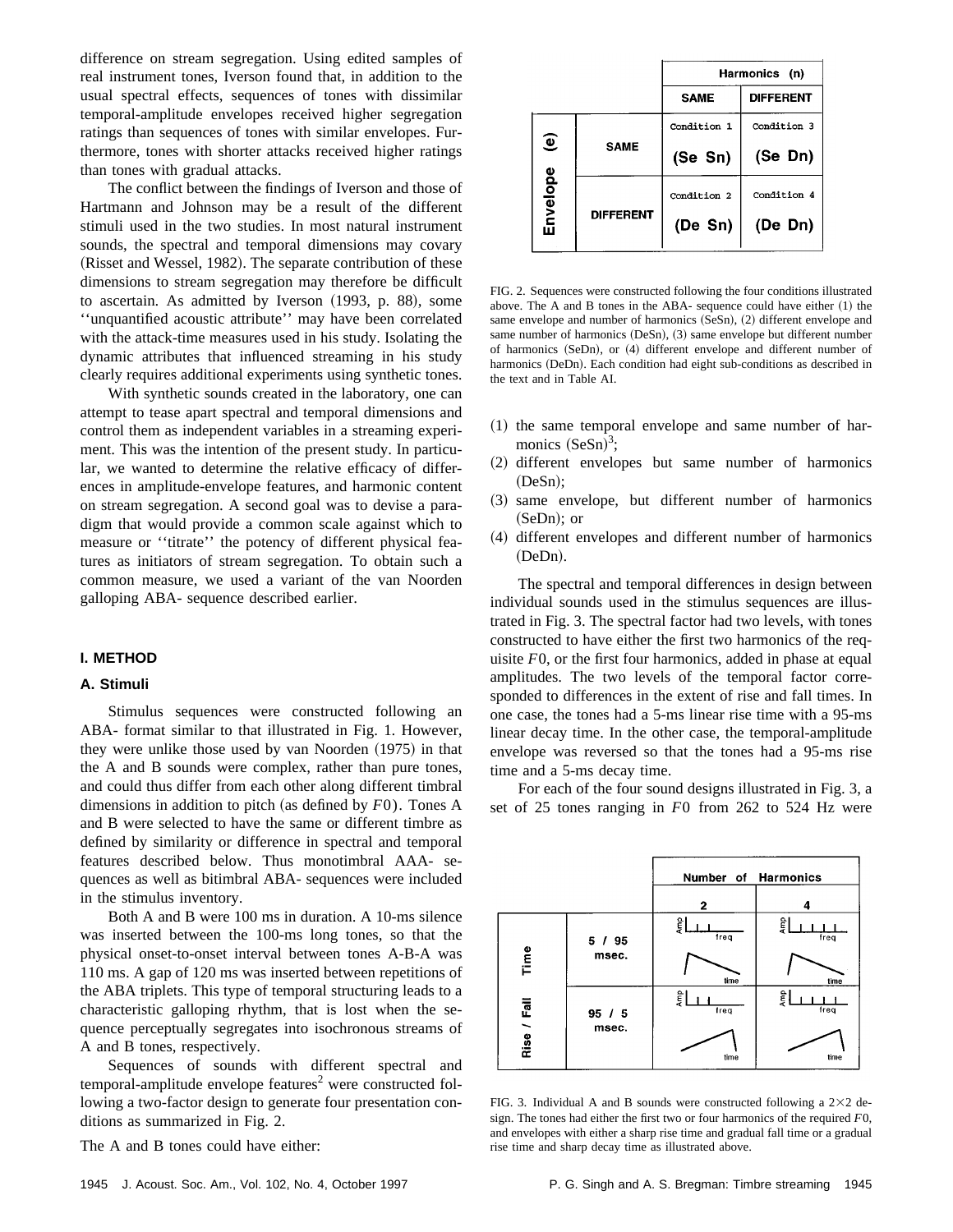difference on stream segregation. Using edited samples of real instrument tones, Iverson found that, in addition to the usual spectral effects, sequences of tones with dissimilar temporal-amplitude envelopes received higher segregation ratings than sequences of tones with similar envelopes. Furthermore, tones with shorter attacks received higher ratings than tones with gradual attacks.

The conflict between the findings of Iverson and those of Hartmann and Johnson may be a result of the different stimuli used in the two studies. In most natural instrument sounds, the spectral and temporal dimensions may covary (Risset and Wessel, 1982). The separate contribution of these dimensions to stream segregation may therefore be difficult to ascertain. As admitted by Iverson (1993, p. 88), some ''unquantified acoustic attribute'' may have been correlated with the attack-time measures used in his study. Isolating the dynamic attributes that influenced streaming in his study clearly requires additional experiments using synthetic tones.

With synthetic sounds created in the laboratory, one can attempt to tease apart spectral and temporal dimensions and control them as independent variables in a streaming experiment. This was the intention of the present study. In particular, we wanted to determine the relative efficacy of differences in amplitude-envelope features, and harmonic content on stream segregation. A second goal was to devise a paradigm that would provide a common scale against which to measure or ''titrate'' the potency of different physical features as initiators of stream segregation. To obtain such a common measure, we used a variant of the van Noorden galloping ABA- sequence described earlier.

## I. METHOD

### A. Stimuli

Stimulus sequences were constructed following an ABA- format similar to that illustrated in Fig. 1. However, they were unlike those used by van Noorden (1975) in that the A and B sounds were complex, rather than pure tones, and could thus differ from each other along different timbral dimensions in addition to pitch (as defined by $F0$). Tones A and B were selected to have the same or different timbre as defined by similarity or difference in spectral and temporal features described below. Thus monotimbral AAA- sequences as well as bitimbral ABA- sequences were included in the stimulus inventory.

Both A and B were 100 ms in duration. A 10-ms silence was inserted between the 100-ms long tones, so that the physical onset-to-onset interval between tones A-B-A was 110 ms. A gap of 120 ms was inserted between repetitions of the ABA triplets. This type of temporal structuring leads to a characteristic galloping rhythm, that is lost when the sequence perceptually segregates into isochronous streams of A and B tones, respectively.

Sequences of sounds with different spectral and temporal-amplitude envelope features[2] were constructed following a two-factor design to generate four presentation conditions as summarized in Fig. 2.

The A and B tones could have either:

| | | Harmonics (n) | |
|---|---|---|---|
| | | SAME | DIFFERENT |
| Envelope (e) | SAME | Condition 1 (Se Sn) | Condition 3 (Se Dn) |
| | DIFFERENT | Condition 2 (De Sn) | Condition 4 (De Dn) |

FIG. 2. Sequences were constructed following the four conditions illustrated above. The A and B tones in the ABA- sequence could have either (1) the same envelope and number of harmonics (SeSn), (2) different envelope and same number of harmonics (DeSn), (3) same envelope but different number of harmonics (SeDn), or (4) different envelope and different number of harmonics (DeDn). Each condition had eight sub-conditions as described in the text and in Table AI.

(1) the same temporal envelope and same number of harmonics (SeSn)[3];
(2) different envelopes but same number of harmonics (DeSn);
(3) same envelope, but different number of harmonics (SeDn); or
(4) different envelopes and different number of harmonics (DeDn).

The spectral and temporal differences in design between individual sounds used in the stimulus sequences are illustrated in Fig. 3. The spectral factor had two levels, with tones constructed to have either the first two harmonics of the requisite $F0$, or the first four harmonics, added in phase at equal amplitudes. The two levels of the temporal factor corresponded to differences in the extent of rise and fall times. In one case, the tones had a 5-ms linear rise time with a 95-ms linear decay time. In the other case, the temporal-amplitude envelope was reversed so that the tones had a 95-ms rise time and a 5-ms decay time.

For each of the four sound designs illustrated in Fig. 3, a set of 25 tones ranging in $F0$ from 262 to 524 Hz were

| | | Number of Harmonics | |
|---|---|---|---|
| | | 2 | 4 |
| Rise / Fall Time | 5 / 95 msec. | | |
| | 95 / 5 msec. | | |

FIG. 3. Individual A and B sounds were constructed following a 2×2 design. The tones had either the first two or four harmonics of the required $F0$, and envelopes with either a sharp rise time and gradual fall time or a gradual rise time and sharp decay time as illustrated above.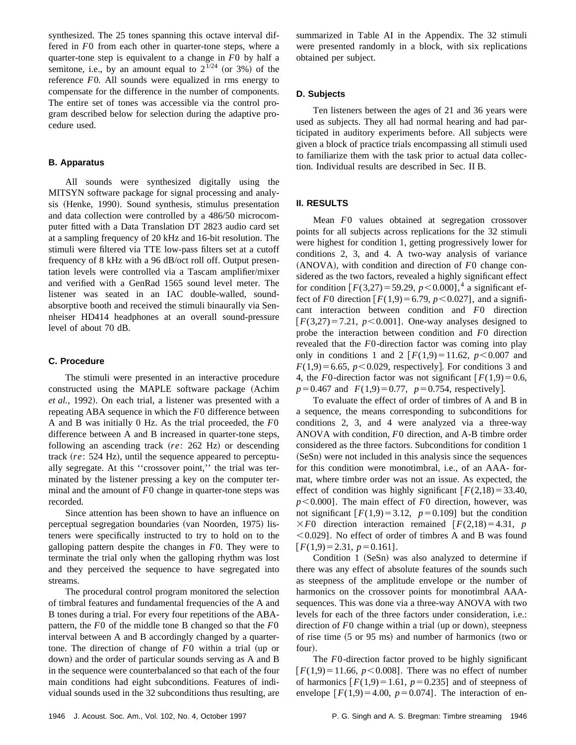synthesized. The 25 tones spanning this octave interval differed in $F0$ from each other in quarter-tone steps, where a quarter-tone step is equivalent to a change in $F0$ by half a semitone, i.e., by an amount equal to $2^{1/24}$ (or 3%) of the reference $F0$. All sounds were equalized in rms energy to compensate for the difference in the number of components. The entire set of tones was accessible via the control program described below for selection during the adaptive procedure used.

### B. Apparatus

All sounds were synthesized digitally using the MITSYN software package for signal processing and analysis (Henke, 1990). Sound synthesis, stimulus presentation and data collection were controlled by a 486/50 microcomputer fitted with a Data Translation DT 2823 audio card set at a sampling frequency of 20 kHz and 16-bit resolution. The stimuli were filtered via TTE low-pass filters set at a cutoff frequency of 8 kHz with a 96 dB/oct roll off. Output presentation levels were controlled via a Tascam amplifier/mixer and verified with a GenRad 1565 sound level meter. The listener was seated in an IAC double-walled, sound-absorptive booth and received the stimuli binaurally via Sennheiser HD414 headphones at an overall sound-pressure level of about 70 dB.

### C. Procedure

The stimuli were presented in an interactive procedure constructed using the MAPLE software package (Achim *et al.*, 1992). On each trial, a listener was presented with a repeating ABA sequence in which the $F0$ difference between A and B was initially 0 Hz. As the trial proceeded, the $F0$ difference between A and B increased in quarter-tone steps, following an ascending track (*re*: 262 Hz) or descending track (*re*: 524 Hz), until the sequence appeared to perceptually segregate. At this ''crossover point,'' the trial was terminated by the listener pressing a key on the computer terminal and the amount of $F0$ change in quarter-tone steps was recorded.

Since attention has been shown to have an influence on perceptual segregation boundaries (van Noorden, 1975) listeners were specifically instructed to try to hold on to the galloping pattern despite the changes in $F0$. They were to terminate the trial only when the galloping rhythm was lost and they perceived the sequence to have segregated into streams.

The procedural control program monitored the selection of timbral features and fundamental frequencies of the A and B tones during a trial. For every four repetitions of the ABA-pattern, the $F0$ of the middle tone B changed so that the $F0$ interval between A and B accordingly changed by a quarter-tone. The direction of change of $F0$ within a trial (up or down) and the order of particular sounds serving as A and B in the sequence were counterbalanced so that each of the four main conditions had eight subconditions. Features of individual sounds used in the 32 subconditions thus resulting, are summarized in Table AI in the Appendix. The 32 stimuli were presented randomly in a block, with six replications obtained per subject.

### D. Subjects

Ten listeners between the ages of 21 and 36 years were used as subjects. They all had normal hearing and had participated in auditory experiments before. All subjects were given a block of practice trials encompassing all stimuli used to familiarize them with the task prior to actual data collection. Individual results are described in Sec. II B.

## II. RESULTS

Mean $F0$ values obtained at segregation crossover points for all subjects across replications for the 32 stimuli were highest for condition 1, getting progressively lower for conditions 2, 3, and 4. A two-way analysis of variance (ANOVA), with condition and direction of $F0$ change considered as the two factors, revealed a highly significant effect for condition [$F(3,27)=59.29$, $p<0.000$],[4] a significant effect of $F0$ direction [$F(1,9)=6.79$, $p<0.027$], and a significant interaction between condition and $F0$ direction [$F(3,27)=7.21$, $p<0.001$]. One-way analyses designed to probe the interaction between condition and $F0$ direction revealed that the $F0$-direction factor was coming into play only in conditions 1 and 2 [$F(1,9)=11.62$, $p<0.007$ and $F(1,9)=6.65$, $p<0.029$, respectively]. For conditions 3 and 4, the $F0$-direction factor was not significant [$F(1,9)=0.6$, $p=0.467$ and $F(1,9)=0.77$, $p=0.754$, respectively].

To evaluate the effect of order of timbres of A and B in a sequence, the means corresponding to subconditions for conditions 2, 3, and 4 were analyzed via a three-way ANOVA with condition, $F0$ direction, and A-B timbre order considered as the three factors. Subconditions for condition 1 (SeSn) were not included in this analysis since the sequences for this condition were monotimbral, i.e., of an AAA- format, where timbre order was not an issue. As expected, the effect of condition was highly significant [$F(2,18)=33.40$, $p<0.000$]. The main effect of $F0$ direction, however, was not significant [$F(1,9)=3.12$, $p=0.109$] but the condition $\times F0$ direction interaction remained [$F(2,18)=4.31$, $p<0.029$]. No effect of order of timbres A and B was found [$F(1,9)=2.31$, $p=0.161$].

Condition 1 (SeSn) was also analyzed to determine if there was any effect of absolute features of the sounds such as steepness of the amplitude envelope or the number of harmonics on the crossover points for monotimbral AAA-sequences. This was done via a three-way ANOVA with two levels for each of the three factors under consideration, i.e.: direction of $F0$ change within a trial (up or down), steepness of rise time (5 or 95 ms) and number of harmonics (two or four).

The $F0$-direction factor proved to be highly significant [$F(1,9)=11.66$, $p<0.008$]. There was no effect of number of harmonics [$F(1,9)=1.61$, $p=0.235$] and of steepness of envelope [$F(1,9)=4.00$, $p=0.074$]. The interaction of en-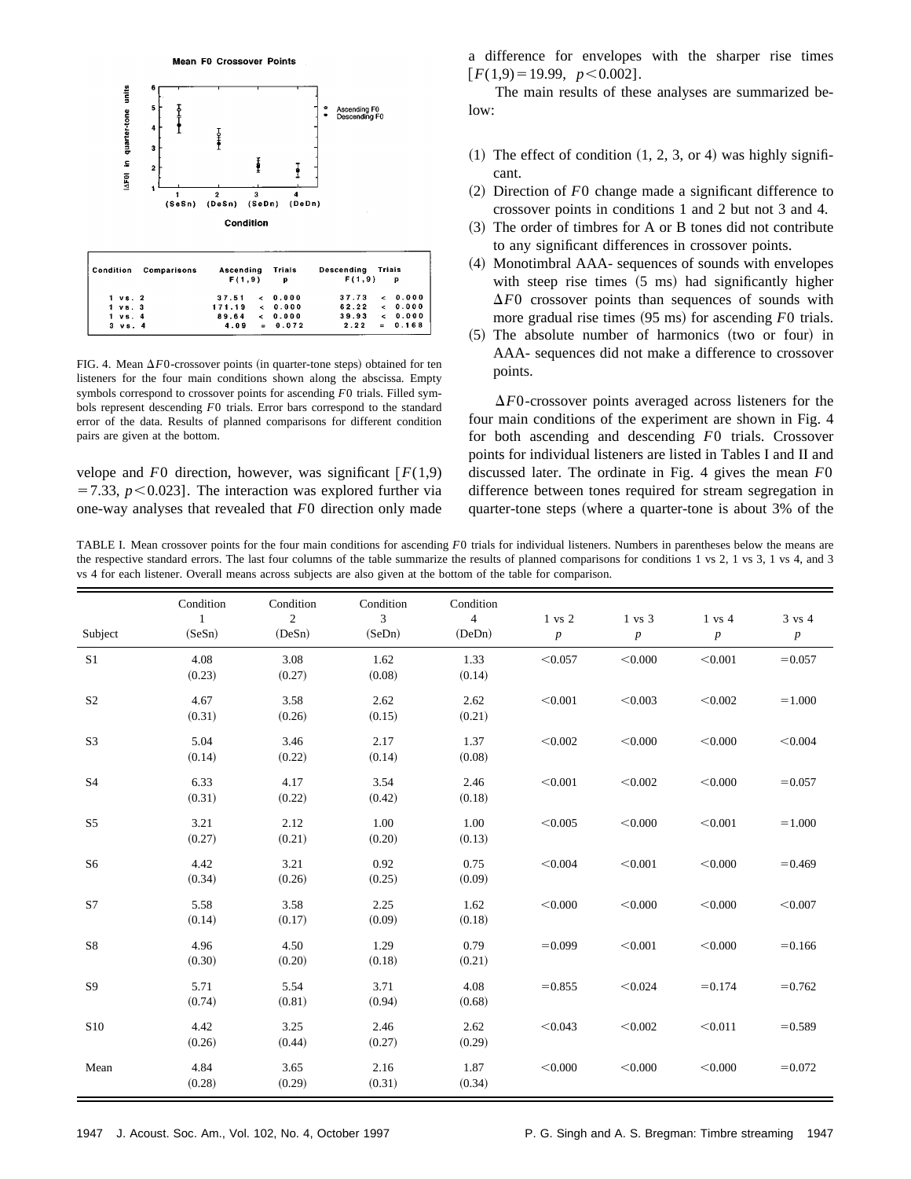Mean F0 Crossover Points

| Condition | Comparisons | Ascending F(1,9) | Trials p | Descending F(1,9) | Trials p |
|---|---|---|---|---|---|
| 1 vs. 2 | | 37.51 | < 0.000 | 37.73 | < 0.000 |
| 1 vs. 3 | | 171.19 | < 0.000 | 62.22 | < 0.000 |
| 1 vs. 4 | | 89.64 | < 0.000 | 39.93 | < 0.000 |
| 3 vs. 4 | | 4.09 | = 0.072 | 2.22 | = 0.168 |

FIG. 4. Mean $\Delta F0$-crossover points (in quarter-tone steps) obtained for ten listeners for the four main conditions shown along the abscissa. Empty symbols correspond to crossover points for ascending $F0$ trials. Filled symbols represent descending $F0$ trials. Error bars correspond to the standard error of the data. Results of planned comparisons for different condition pairs are given at the bottom.

velope and $F0$ direction, however, was significant [$F(1,9) = 7.33$, $p < 0.023$]. The interaction was explored further via one-way analyses that revealed that $F0$ direction only made a difference for envelopes with the sharper rise times [$F(1,9) = 19.99$, $p < 0.002$].

The main results of these analyses are summarized below:

(1) The effect of condition (1, 2, 3, or 4) was highly significant.
(2) Direction of $F0$ change made a significant difference to crossover points in conditions 1 and 2 but not 3 and 4.
(3) The order of timbres for A or B tones did not contribute to any significant differences in crossover points.
(4) Monotimbral AAA- sequences of sounds with envelopes with steep rise times (5 ms) had significantly higher $\Delta F0$ crossover points than sequences of sounds with more gradual rise times (95 ms) for ascending $F0$ trials.
(5) The absolute number of harmonics (two or four) in AAA- sequences did not make a difference to crossover points.

$\Delta F0$-crossover points averaged across listeners for the four main conditions of the experiment are shown in Fig. 4 for both ascending and descending $F0$ trials. Crossover points for individual listeners are listed in Tables I and II and discussed later. The ordinate in Fig. 4 gives the mean $F0$ difference between tones required for stream segregation in quarter-tone steps (where a quarter-tone is about 3% of the

TABLE I. Mean crossover points for the four main conditions for ascending $F0$ trials for individual listeners. Numbers in parentheses below the means are the respective standard errors. The last four columns of the table summarize the results of planned comparisons for conditions 1 vs 2, 1 vs 3, 1 vs 4, and 3 vs 4 for each listener. Overall means across subjects are also given at the bottom of the table for comparison.

| Subject | Condition 1 (SeSn) | Condition 2 (DeSn) | Condition 3 (SeDn) | Condition 4 (DeDn) | 1 vs 2 $p$ | 1 vs 3 $p$ | 1 vs 4 $p$ | 3 vs 4 $p$ |
|---|---|---|---|---|---|---|---|---|
| S1 | 4.08 (0.23) | 3.08 (0.27) | 1.62 (0.08) | 1.33 (0.14) | <0.057 | <0.000 | <0.001 | =0.057 |
| S2 | 4.67 (0.31) | 3.58 (0.26) | 2.62 (0.15) | 2.62 (0.21) | <0.001 | <0.003 | <0.002 | =1.000 |
| S3 | 5.04 (0.14) | 3.46 (0.22) | 2.17 (0.14) | 1.37 (0.08) | <0.002 | <0.000 | <0.000 | <0.004 |
| S4 | 6.33 (0.31) | 4.17 (0.22) | 3.54 (0.42) | 2.46 (0.18) | <0.001 | <0.002 | <0.000 | =0.057 |
| S5 | 3.21 (0.27) | 2.12 (0.21) | 1.00 (0.20) | 1.00 (0.13) | <0.005 | <0.000 | <0.001 | =1.000 |
| S6 | 4.42 (0.34) | 3.21 (0.26) | 0.92 (0.25) | 0.75 (0.09) | <0.004 | <0.001 | <0.000 | =0.469 |
| S7 | 5.58 (0.14) | 3.58 (0.17) | 2.25 (0.09) | 1.62 (0.18) | <0.000 | <0.000 | <0.000 | <0.007 |
| S8 | 4.96 (0.30) | 4.50 (0.20) | 1.29 (0.18) | 0.79 (0.21) | =0.099 | <0.001 | <0.000 | =0.166 |
| S9 | 5.71 (0.74) | 5.54 (0.81) | 3.71 (0.94) | 4.08 (0.68) | =0.855 | <0.024 | =0.174 | =0.762 |
| S10 | 4.42 (0.26) | 3.25 (0.44) | 2.46 (0.27) | 2.62 (0.29) | <0.043 | <0.002 | <0.011 | =0.589 |
| Mean | 4.84 (0.28) | 3.65 (0.29) | 2.16 (0.31) | 1.87 (0.34) | <0.000 | <0.000 | <0.000 | =0.072 |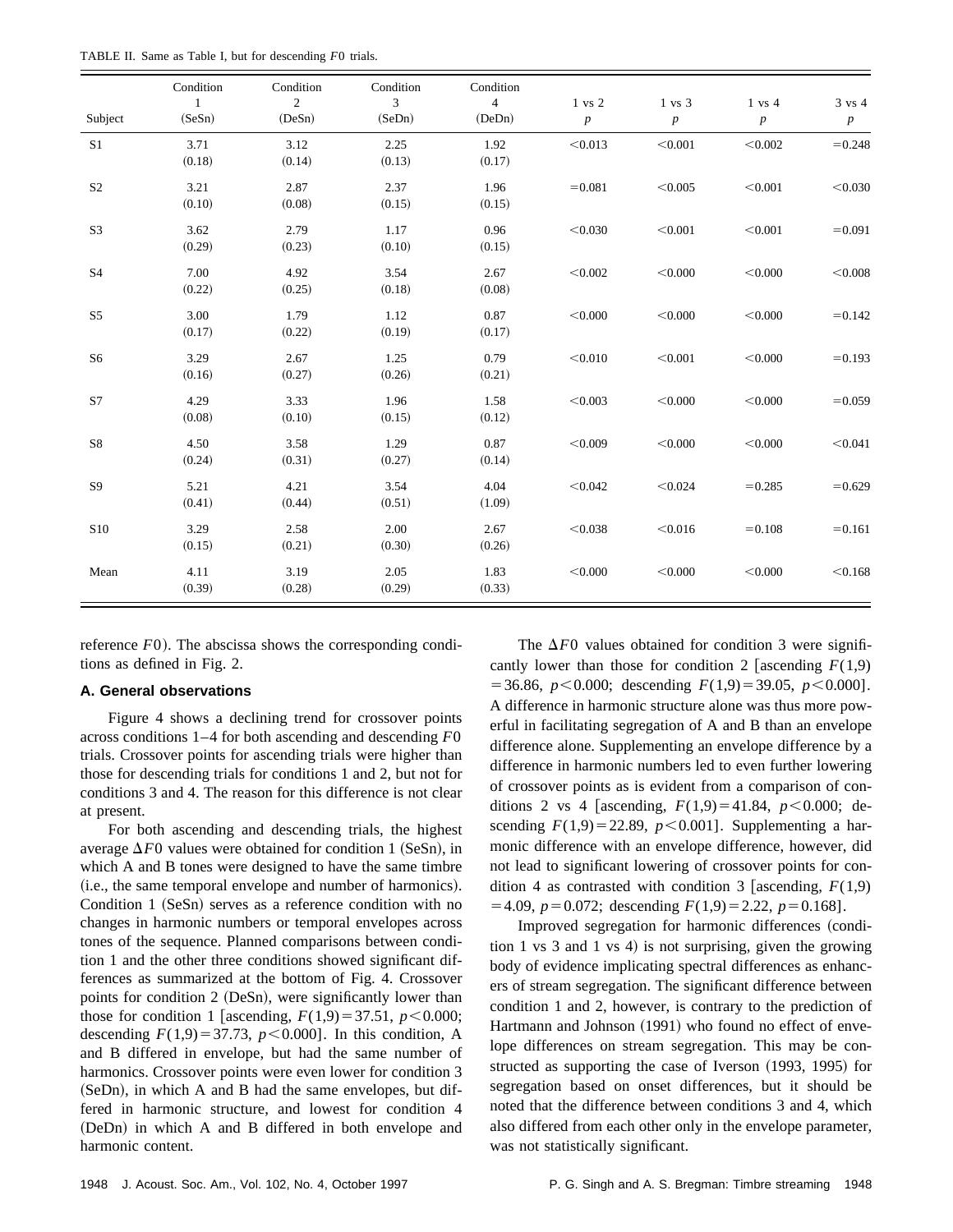TABLE II. Same as Table I, but for descending $F0$ trials.

| Subject | Condition 1 (SeSn) | Condition 2 (DeSn) | Condition 3 (SeDn) | Condition 4 (DeDn) | 1 vs 2 $p$ | 1 vs 3 $p$ | 1 vs 4 $p$ | 3 vs 4 $p$ |
|---|---|---|---|---|---|---|---|---|
| S1 | 3.71 (0.18) | 3.12 (0.14) | 2.25 (0.13) | 1.92 (0.17) | <0.013 | <0.001 | <0.002 | =0.248 |
| S2 | 3.21 (0.10) | 2.87 (0.08) | 2.37 (0.15) | 1.96 (0.15) | =0.081 | <0.005 | <0.001 | <0.030 |
| S3 | 3.62 (0.29) | 2.79 (0.23) | 1.17 (0.10) | 0.96 (0.15) | <0.030 | <0.001 | <0.001 | =0.091 |
| S4 | 7.00 (0.22) | 4.92 (0.25) | 3.54 (0.18) | 2.67 (0.08) | <0.002 | <0.000 | <0.000 | <0.008 |
| S5 | 3.00 (0.17) | 1.79 (0.22) | 1.12 (0.19) | 0.87 (0.17) | <0.000 | <0.000 | <0.000 | =0.142 |
| S6 | 3.29 (0.16) | 2.67 (0.27) | 1.25 (0.26) | 0.79 (0.21) | <0.010 | <0.001 | <0.000 | =0.193 |
| S7 | 4.29 (0.08) | 3.33 (0.10) | 1.96 (0.15) | 1.58 (0.12) | <0.003 | <0.000 | <0.000 | =0.059 |
| S8 | 4.50 (0.24) | 3.58 (0.31) | 1.29 (0.27) | 0.87 (0.14) | <0.009 | <0.000 | <0.000 | <0.041 |
| S9 | 5.21 (0.41) | 4.21 (0.44) | 3.54 (0.51) | 4.04 (1.09) | <0.042 | <0.024 | =0.285 | =0.629 |
| S10 | 3.29 (0.15) | 2.58 (0.21) | 2.00 (0.30) | 2.67 (0.26) | <0.038 | <0.016 | =0.108 | =0.161 |
| Mean | 4.11 (0.39) | 3.19 (0.28) | 2.05 (0.29) | 1.83 (0.33) | <0.000 | <0.000 | <0.000 | <0.168 |

reference $F0$). The abscissa shows the corresponding conditions as defined in Fig. 2.

### A. General observations

Figure 4 shows a declining trend for crossover points across conditions 1–4 for both ascending and descending $F0$ trials. Crossover points for ascending trials were higher than those for descending trials for conditions 1 and 2, but not for conditions 3 and 4. The reason for this difference is not clear at present.

For both ascending and descending trials, the highest average $\Delta F0$ values were obtained for condition 1 (SeSn), in which A and B tones were designed to have the same timbre (i.e., the same temporal envelope and number of harmonics). Condition 1 (SeSn) serves as a reference condition with no changes in harmonic numbers or temporal envelopes across tones of the sequence. Planned comparisons between condition 1 and the other three conditions showed significant differences as summarized at the bottom of Fig. 4. Crossover points for condition 2 (DeSn), were significantly lower than those for condition 1 [ascending, $F(1,9)=37.51$, $p<0.000$; descending $F(1,9)=37.73$, $p<0.000$]. In this condition, A and B differed in envelope, but had the same number of harmonics. Crossover points were even lower for condition 3 (SeDn), in which A and B had the same envelopes, but differed in harmonic structure, and lowest for condition 4 (DeDn) in which A and B differed in both envelope and harmonic content.

The $\Delta F0$ values obtained for condition 3 were significantly lower than those for condition 2 [ascending $F(1,9)=36.86$, $p<0.000$; descending $F(1,9)=39.05$, $p<0.000$]. A difference in harmonic structure alone was thus more powerful in facilitating segregation of A and B than an envelope difference alone. Supplementing an envelope difference by a difference in harmonic numbers led to even further lowering of crossover points as is evident from a comparison of conditions 2 vs 4 [ascending, $F(1,9)=41.84$, $p<0.000$; descending $F(1,9)=22.89$, $p<0.001$]. Supplementing a harmonic difference with an envelope difference, however, did not lead to significant lowering of crossover points for condition 4 as contrasted with condition 3 [ascending, $F(1,9)=4.09$, $p=0.072$; descending $F(1,9)=2.22$, $p=0.168$].

Improved segregation for harmonic differences (condition 1 vs 3 and 1 vs 4) is not surprising, given the growing body of evidence implicating spectral differences as enhancers of stream segregation. The significant difference between condition 1 and 2, however, is contrary to the prediction of Hartmann and Johnson (1991) who found no effect of envelope differences on stream segregation. This may be constructed as supporting the case of Iverson (1993, 1995) for segregation based on onset differences, but it should be noted that the difference between conditions 3 and 4, which also differed from each other only in the envelope parameter, was not statistically significant.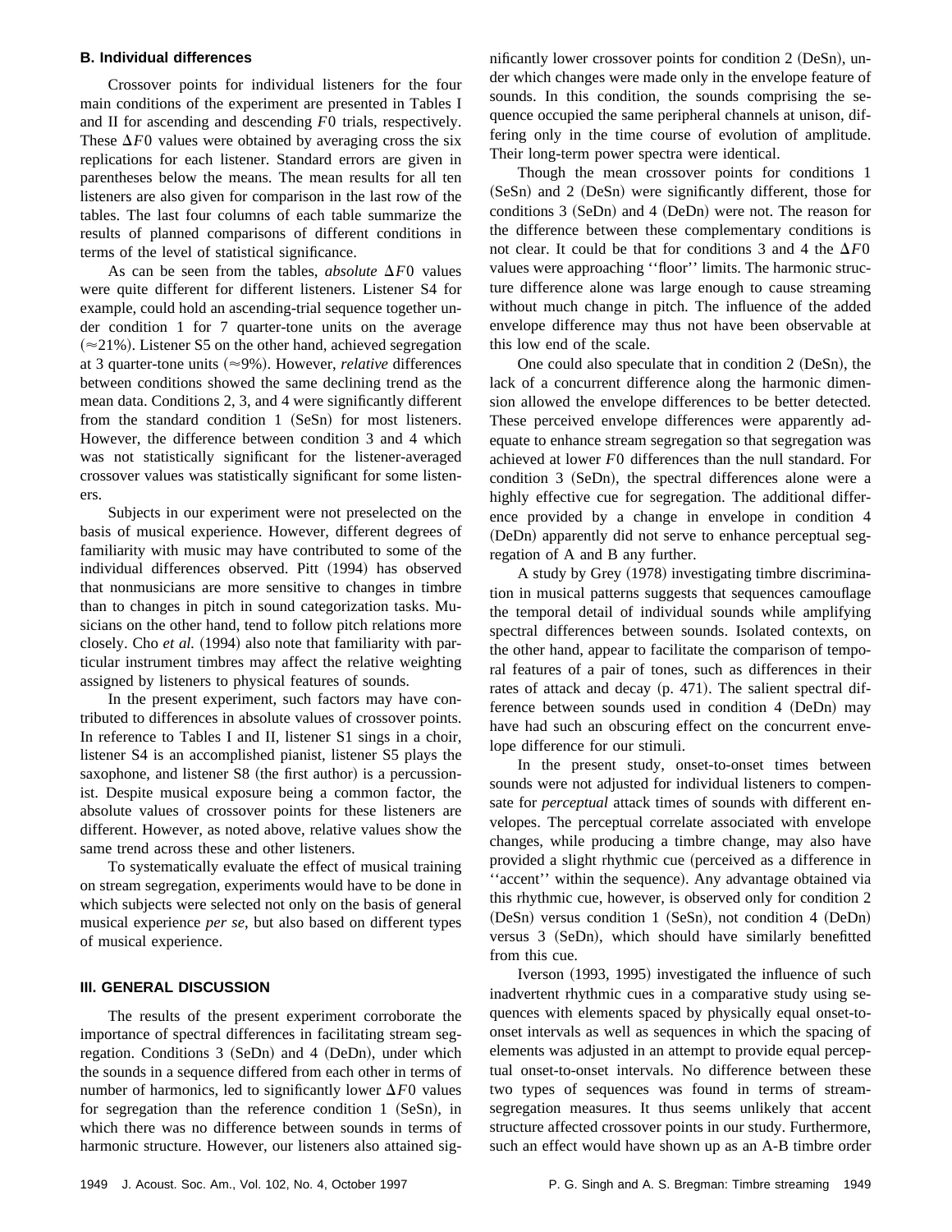### B. Individual differences

Crossover points for individual listeners for the four main conditions of the experiment are presented in Tables I and II for ascending and descending $F0$ trials, respectively. These $\Delta F0$ values were obtained by averaging cross the six replications for each listener. Standard errors are given in parentheses below the means. The mean results for all ten listeners are also given for comparison in the last row of the tables. The last four columns of each table summarize the results of planned comparisons of different conditions in terms of the level of statistical significance.

As can be seen from the tables, *absolute* $\Delta F0$ values were quite different for different listeners. Listener S4 for example, could hold an ascending-trial sequence together under condition 1 for 7 quarter-tone units on the average ($\approx$21%). Listener S5 on the other hand, achieved segregation at 3 quarter-tone units ($\approx$9%). However, *relative* differences between conditions showed the same declining trend as the mean data. Conditions 2, 3, and 4 were significantly different from the standard condition 1 (SeSn) for most listeners. However, the difference between condition 3 and 4 which was not statistically significant for the listener-averaged crossover values was statistically significant for some listeners.

Subjects in our experiment were not preselected on the basis of musical experience. However, different degrees of familiarity with music may have contributed to some of the individual differences observed. Pitt (1994) has observed that nonmusicians are more sensitive to changes in timbre than to changes in pitch in sound categorization tasks. Musicians on the other hand, tend to follow pitch relations more closely. Cho *et al.* (1994) also note that familiarity with particular instrument timbres may affect the relative weighting assigned by listeners to physical features of sounds.

In the present experiment, such factors may have contributed to differences in absolute values of crossover points. In reference to Tables I and II, listener S1 sings in a choir, listener S4 is an accomplished pianist, listener S5 plays the saxophone, and listener S8 (the first author) is a percussionist. Despite musical exposure being a common factor, the absolute values of crossover points for these listeners are different. However, as noted above, relative values show the same trend across these and other listeners.

To systematically evaluate the effect of musical training on stream segregation, experiments would have to be done in which subjects were selected not only on the basis of general musical experience *per se*, but also based on different types of musical experience.

## III. GENERAL DISCUSSION

The results of the present experiment corroborate the importance of spectral differences in facilitating stream segregation. Conditions 3 (SeDn) and 4 (DeDn), under which the sounds in a sequence differed from each other in terms of number of harmonics, led to significantly lower $\Delta F0$ values for segregation than the reference condition 1 (SeSn), in which there was no difference between sounds in terms of harmonic structure. However, our listeners also attained significantly lower crossover points for condition 2 (DeSn), under which changes were made only in the envelope feature of sounds. In this condition, the sounds comprising the sequence occupied the same peripheral channels at unison, differing only in the time course of evolution of amplitude. Their long-term power spectra were identical.

Though the mean crossover points for conditions 1 (SeSn) and 2 (DeSn) were significantly different, those for conditions 3 (SeDn) and 4 (DeDn) were not. The reason for the difference between these complementary conditions is not clear. It could be that for conditions 3 and 4 the $\Delta F0$ values were approaching ''floor'' limits. The harmonic structure difference alone was large enough to cause streaming without much change in pitch. The influence of the added envelope difference may thus not have been observable at this low end of the scale.

One could also speculate that in condition 2 (DeSn), the lack of a concurrent difference along the harmonic dimension allowed the envelope differences to be better detected. These perceived envelope differences were apparently adequate to enhance stream segregation so that segregation was achieved at lower $F0$ differences than the null standard. For condition 3 (SeDn), the spectral differences alone were a highly effective cue for segregation. The additional difference provided by a change in envelope in condition 4 (DeDn) apparently did not serve to enhance perceptual segregation of A and B any further.

A study by Grey (1978) investigating timbre discrimination in musical patterns suggests that sequences camouflage the temporal detail of individual sounds while amplifying spectral differences between sounds. Isolated contexts, on the other hand, appear to facilitate the comparison of temporal features of a pair of tones, such as differences in their rates of attack and decay (p. 471). The salient spectral difference between sounds used in condition 4 (DeDn) may have had such an obscuring effect on the concurrent envelope difference for our stimuli.

In the present study, onset-to-onset times between sounds were not adjusted for individual listeners to compensate for *perceptual* attack times of sounds with different envelopes. The perceptual correlate associated with envelope changes, while producing a timbre change, may also have provided a slight rhythmic cue (perceived as a difference in ''accent'' within the sequence). Any advantage obtained via this rhythmic cue, however, is observed only for condition 2 (DeSn) versus condition 1 (SeSn), not condition 4 (DeDn) versus 3 (SeDn), which should have similarly benefitted from this cue.

Iverson (1993, 1995) investigated the influence of such inadvertent rhythmic cues in a comparative study using sequences with elements spaced by physically equal onset-to-onset intervals as well as sequences in which the spacing of elements was adjusted in an attempt to provide equal perceptual onset-to-onset intervals. No difference between these two types of sequences was found in terms of stream-segregation measures. It thus seems unlikely that accent structure affected crossover points in our study. Furthermore, such an effect would have shown up as an A-B timbre order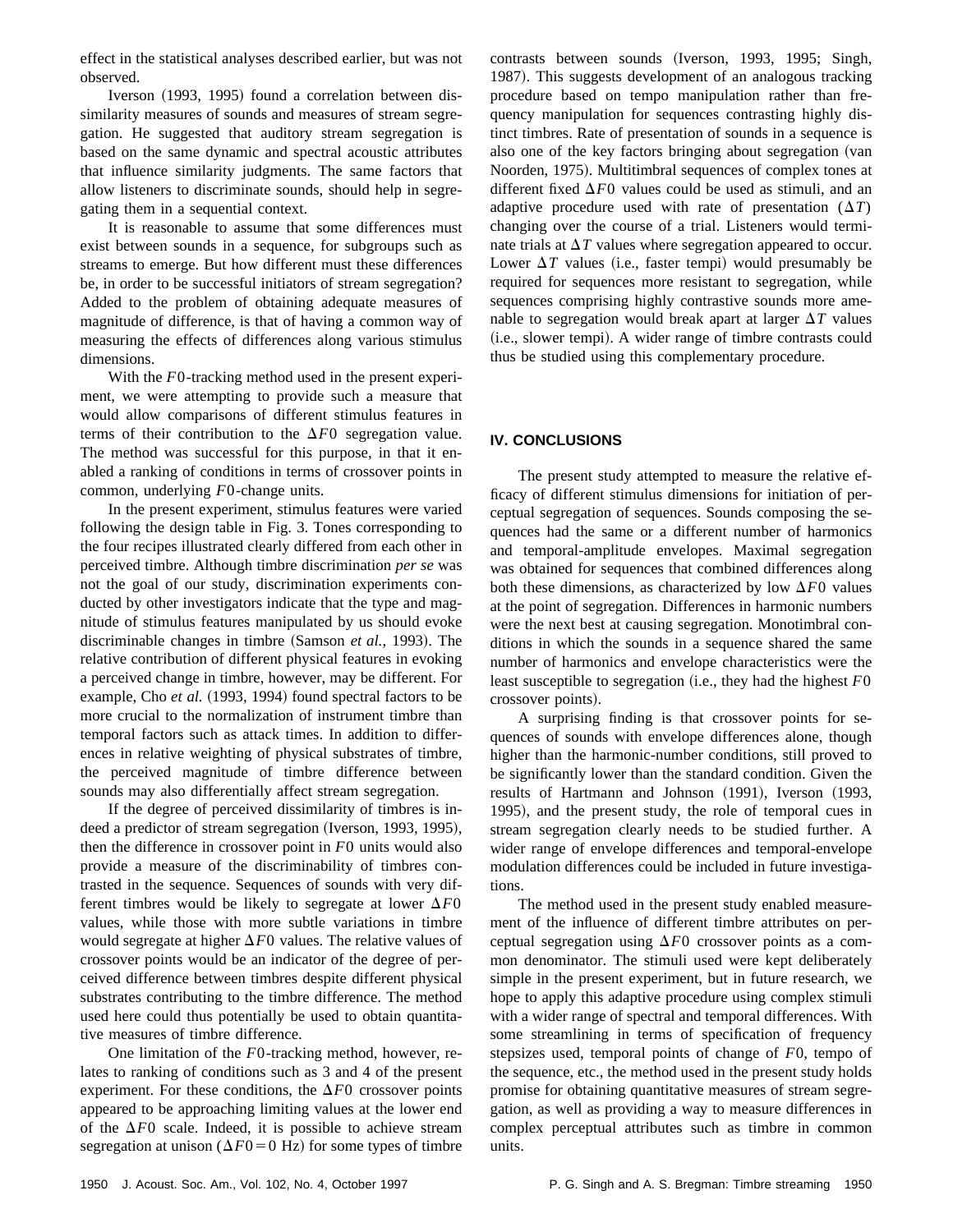effect in the statistical analyses described earlier, but was not observed.

Iverson (1993, 1995) found a correlation between dissimilarity measures of sounds and measures of stream segregation. He suggested that auditory stream segregation is based on the same dynamic and spectral acoustic attributes that influence similarity judgments. The same factors that allow listeners to discriminate sounds, should help in segregating them in a sequential context.

It is reasonable to assume that some differences must exist between sounds in a sequence, for subgroups such as streams to emerge. But how different must these differences be, in order to be successful initiators of stream segregation? Added to the problem of obtaining adequate measures of magnitude of difference, is that of having a common way of measuring the effects of differences along various stimulus dimensions.

With the $F0$-tracking method used in the present experiment, we were attempting to provide such a measure that would allow comparisons of different stimulus features in terms of their contribution to the $\Delta F0$ segregation value. The method was successful for this purpose, in that it enabled a ranking of conditions in terms of crossover points in common, underlying $F0$-change units.

In the present experiment, stimulus features were varied following the design table in Fig. 3. Tones corresponding to the four recipes illustrated clearly differed from each other in perceived timbre. Although timbre discrimination *per se* was not the goal of our study, discrimination experiments conducted by other investigators indicate that the type and magnitude of stimulus features manipulated by us should evoke discriminable changes in timbre (Samson *et al.*, 1993). The relative contribution of different physical features in evoking a perceived change in timbre, however, may be different. For example, Cho *et al.* (1993, 1994) found spectral factors to be more crucial to the normalization of instrument timbre than temporal factors such as attack times. In addition to differences in relative weighting of physical substrates of timbre, the perceived magnitude of timbre difference between sounds may also differentially affect stream segregation.

If the degree of perceived dissimilarity of timbres is indeed a predictor of stream segregation (Iverson, 1993, 1995), then the difference in crossover point in $F0$ units would also provide a measure of the discriminability of timbres contrasted in the sequence. Sequences of sounds with very different timbres would be likely to segregate at lower $\Delta F0$ values, while those with more subtle variations in timbre would segregate at higher $\Delta F0$ values. The relative values of crossover points would be an indicator of the degree of perceived difference between timbres despite different physical substrates contributing to the timbre difference. The method used here could thus potentially be used to obtain quantitative measures of timbre difference.

One limitation of the $F0$-tracking method, however, relates to ranking of conditions such as 3 and 4 of the present experiment. For these conditions, the $\Delta F0$ crossover points appeared to be approaching limiting values at the lower end of the $\Delta F0$ scale. Indeed, it is possible to achieve stream segregation at unison ($\Delta F0 = 0$ Hz) for some types of timbre contrasts between sounds (Iverson, 1993, 1995; Singh, 1987). This suggests development of an analogous tracking procedure based on tempo manipulation rather than frequency manipulation for sequences contrasting highly distinct timbres. Rate of presentation of sounds in a sequence is also one of the key factors bringing about segregation (van Noorden, 1975). Multitimbral sequences of complex tones at different fixed $\Delta F0$ values could be used as stimuli, and an adaptive procedure used with rate of presentation ($\Delta T$) changing over the course of a trial. Listeners would terminate trials at $\Delta T$ values where segregation appeared to occur. Lower $\Delta T$ values (i.e., faster tempi) would presumably be required for sequences more resistant to segregation, while sequences comprising highly contrastive sounds more amenable to segregation would break apart at larger $\Delta T$ values (i.e., slower tempi). A wider range of timbre contrasts could thus be studied using this complementary procedure.

## IV. CONCLUSIONS

The present study attempted to measure the relative efficacy of different stimulus dimensions for initiation of perceptual segregation of sequences. Sounds composing the sequences had the same or a different number of harmonics and temporal-amplitude envelopes. Maximal segregation was obtained for sequences that combined differences along both these dimensions, as characterized by low $\Delta F0$ values at the point of segregation. Differences in harmonic numbers were the next best at causing segregation. Monotimbral conditions in which the sounds in a sequence shared the same number of harmonics and envelope characteristics were the least susceptible to segregation (i.e., they had the highest $F0$ crossover points).

A surprising finding is that crossover points for sequences of sounds with envelope differences alone, though higher than the harmonic-number conditions, still proved to be significantly lower than the standard condition. Given the results of Hartmann and Johnson (1991), Iverson (1993, 1995), and the present study, the role of temporal cues in stream segregation clearly needs to be studied further. A wider range of envelope differences and temporal-envelope modulation differences could be included in future investigations.

The method used in the present study enabled measurement of the influence of different timbre attributes on perceptual segregation using $\Delta F0$ crossover points as a common denominator. The stimuli used were kept deliberately simple in the present experiment, but in future research, we hope to apply this adaptive procedure using complex stimuli with a wider range of spectral and temporal differences. With some streamlining in terms of specification of frequency stepsizes used, temporal points of change of $F0$, tempo of the sequence, etc., the method used in the present study holds promise for obtaining quantitative measures of stream segregation, as well as providing a way to measure differences in complex perceptual attributes such as timbre in common units.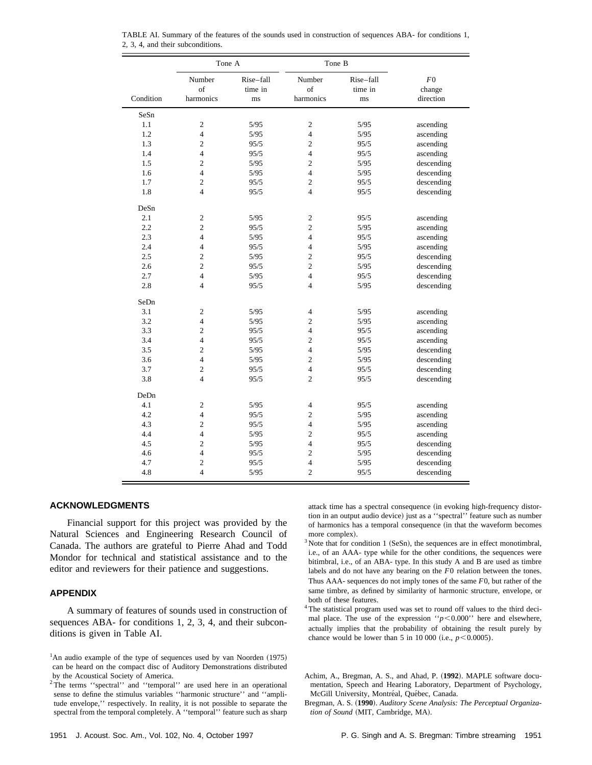TABLE AI. Summary of the features of the sounds used in construction of sequences ABA- for conditions 1, 2, 3, 4, and their subconditions.

| | Tone A | | Tone B | | |
|---|---|---|---|---|---|
| Condition | Number of harmonics | Rise–fall time in ms | Number of harmonics | Rise–fall time in ms | $F0$ change direction |
| SeSn | | | | | |
| 1.1 | 2 | 5/95 | 2 | 5/95 | ascending |
| 1.2 | 4 | 5/95 | 4 | 5/95 | ascending |
| 1.3 | 2 | 95/5 | 2 | 95/5 | ascending |
| 1.4 | 4 | 95/5 | 4 | 95/5 | ascending |
| 1.5 | 2 | 5/95 | 2 | 5/95 | descending |
| 1.6 | 4 | 5/95 | 4 | 5/95 | descending |
| 1.7 | 2 | 95/5 | 2 | 95/5 | descending |
| 1.8 | 4 | 95/5 | 4 | 95/5 | descending |
| DeSn | | | | | |
| 2.1 | 2 | 5/95 | 2 | 95/5 | ascending |
| 2.2 | 2 | 95/5 | 2 | 5/95 | ascending |
| 2.3 | 4 | 5/95 | 4 | 95/5 | ascending |
| 2.4 | 4 | 95/5 | 4 | 5/95 | ascending |
| 2.5 | 2 | 5/95 | 2 | 95/5 | descending |
| 2.6 | 2 | 95/5 | 2 | 5/95 | descending |
| 2.7 | 4 | 5/95 | 4 | 95/5 | descending |
| 2.8 | 4 | 95/5 | 4 | 5/95 | descending |
| SeDn | | | | | |
| 3.1 | 2 | 5/95 | 4 | 5/95 | ascending |
| 3.2 | 4 | 5/95 | 2 | 5/95 | ascending |
| 3.3 | 2 | 95/5 | 4 | 95/5 | ascending |
| 3.4 | 4 | 95/5 | 2 | 95/5 | ascending |
| 3.5 | 2 | 5/95 | 4 | 5/95 | descending |
| 3.6 | 4 | 5/95 | 2 | 5/95 | descending |
| 3.7 | 2 | 95/5 | 4 | 95/5 | descending |
| 3.8 | 4 | 95/5 | 2 | 95/5 | descending |
| DeDn | | | | | |
| 4.1 | 2 | 5/95 | 4 | 95/5 | ascending |
| 4.2 | 4 | 95/5 | 2 | 5/95 | ascending |
| 4.3 | 2 | 95/5 | 4 | 5/95 | ascending |
| 4.4 | 4 | 5/95 | 2 | 95/5 | ascending |
| 4.5 | 2 | 5/95 | 4 | 95/5 | descending |
| 4.6 | 4 | 95/5 | 2 | 5/95 | descending |
| 4.7 | 2 | 95/5 | 4 | 5/95 | descending |
| 4.8 | 4 | 5/95 | 2 | 95/5 | descending |

## ACKNOWLEDGMENTS

Financial support for this project was provided by the Natural Sciences and Engineering Research Council of Canada. The authors are grateful to Pierre Ahad and Todd Mondor for technical and statistical assistance and to the editor and reviewers for their patience and suggestions.

## APPENDIX

A summary of features of sounds used in construction of sequences ABA- for conditions 1, 2, 3, 4, and their subconditions is given in Table AI.

[1] An audio example of the type of sequences used by van Noorden (1975) can be heard on the compact disc of Auditory Demonstrations distributed by the Acoustical Society of America.

[2] The terms ''spectral'' and ''temporal'' are used here in an operational sense to define the stimulus variables ''harmonic structure'' and ''amplitude envelope,'' respectively. In reality, it is not possible to separate the spectral from the temporal completely. A ''temporal'' feature such as sharp attack time has a spectral consequence (in evoking high-frequency distortion in an output audio device) just as a ''spectral'' feature such as number of harmonics has a temporal consequence (in that the waveform becomes more complex).

[3] Note that for condition 1 (SeSn), the sequences are in effect monotimbral, i.e., of an AAA- type while for the other conditions, the sequences were bitimbral, i.e., of an ABA- type. In this study A and B are used as timbre labels and do not have any bearing on the $F0$ relation between the tones. Thus AAA- sequences do not imply tones of the same $F0$, but rather of the same timbre, as defined by similarity of harmonic structure, envelope, or both of these features.

[4] The statistical program used was set to round off values to the third decimal place. The use of the expression ''$p<0.000$'' here and elsewhere, actually implies that the probability of obtaining the result purely by chance would be lower than 5 in 10 000 (i.e., $p<0.0005$).

Achim, A., Bregman, A. S., and Ahad, P. (**1992**). MAPLE software documentation, Speech and Hearing Laboratory, Department of Psychology, McGill University, Montréal, Québec, Canada.

Bregman, A. S. (**1990**). *Auditory Scene Analysis: The Perceptual Organization of Sound* (MIT, Cambridge, MA).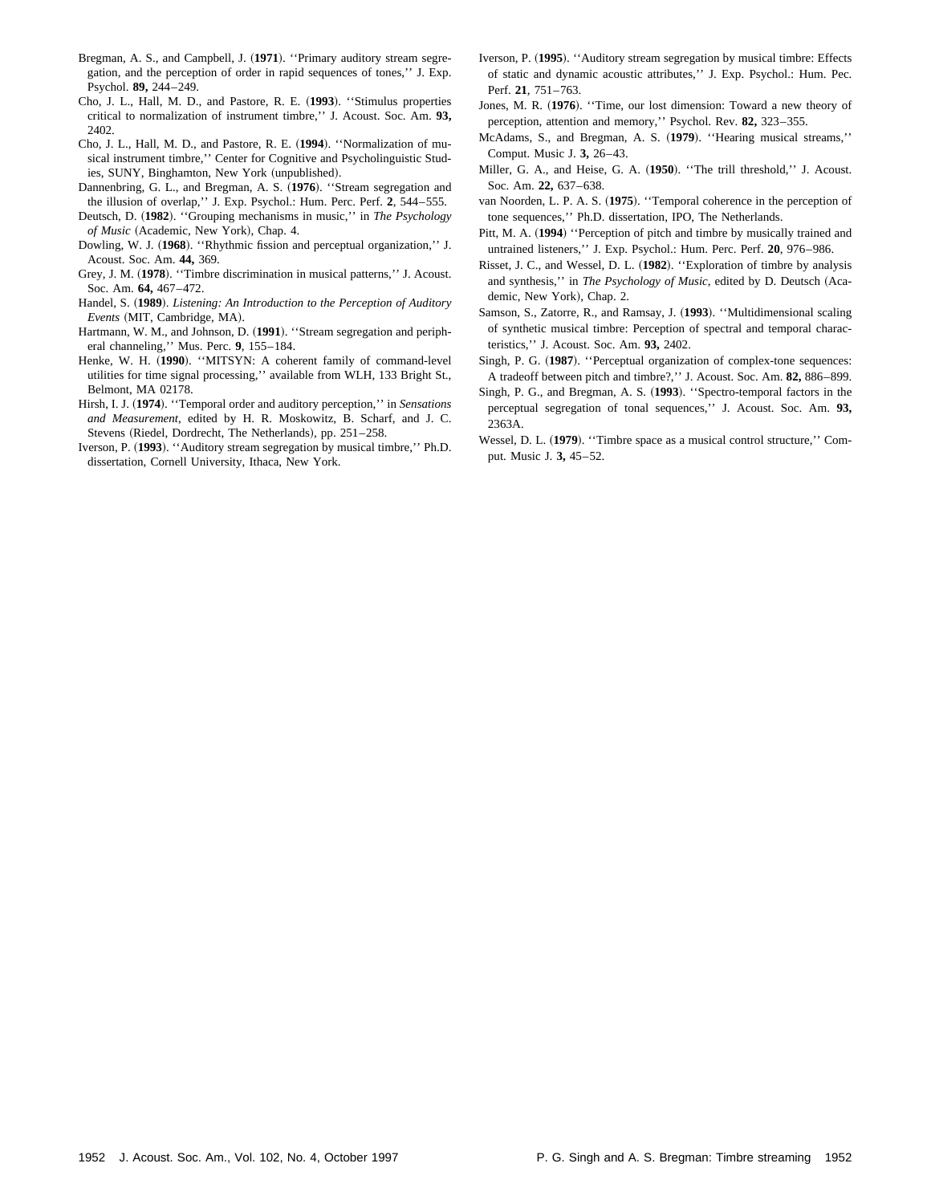Bregman, A. S., and Campbell, J. (**1971**). ''Primary auditory stream segregation, and the perception of order in rapid sequences of tones,'' J. Exp. Psychol. **89,** 244–249.

Cho, J. L., Hall, M. D., and Pastore, R. E. (**1993**). ''Stimulus properties critical to normalization of instrument timbre,'' J. Acoust. Soc. Am. **93,** 2402.

Cho, J. L., Hall, M. D., and Pastore, R. E. (**1994**). ''Normalization of musical instrument timbre,'' Center for Cognitive and Psycholinguistic Studies, SUNY, Binghamton, New York (unpublished).

Dannenbring, G. L., and Bregman, A. S. (**1976**). ''Stream segregation and the illusion of overlap,'' J. Exp. Psychol.: Hum. Perc. Perf. **2**, 544–555.

Deutsch, D. (**1982**). ''Grouping mechanisms in music,'' in *The Psychology of Music* (Academic, New York), Chap. 4.

Dowling, W. J. (**1968**). ''Rhythmic fission and perceptual organization,'' J. Acoust. Soc. Am. **44,** 369.

Grey, J. M. (**1978**). ''Timbre discrimination in musical patterns,'' J. Acoust. Soc. Am. **64,** 467–472.

Handel, S. (**1989**). *Listening: An Introduction to the Perception of Auditory Events* (MIT, Cambridge, MA).

Hartmann, W. M., and Johnson, D. (**1991**). ''Stream segregation and peripheral channeling,'' Mus. Perc. **9**, 155–184.

Henke, W. H. (**1990**). ''MITSYN: A coherent family of command-level utilities for time signal processing,'' available from WLH, 133 Bright St., Belmont, MA 02178.

Hirsh, I. J. (**1974**). ''Temporal order and auditory perception,'' in *Sensations and Measurement*, edited by H. R. Moskowitz, B. Scharf, and J. C. Stevens (Riedel, Dordrecht, The Netherlands), pp. 251–258.

Iverson, P. (**1993**). ''Auditory stream segregation by musical timbre,'' Ph.D. dissertation, Cornell University, Ithaca, New York.

Iverson, P. (**1995**). ''Auditory stream segregation by musical timbre: Effects of static and dynamic acoustic attributes,'' J. Exp. Psychol.: Hum. Pec. Perf. **21**, 751–763.

Jones, M. R. (**1976**). ''Time, our lost dimension: Toward a new theory of perception, attention and memory,'' Psychol. Rev. **82,** 323–355.

McAdams, S., and Bregman, A. S. (**1979**). ''Hearing musical streams,'' Comput. Music J. **3,** 26–43.

Miller, G. A., and Heise, G. A. (**1950**). ''The trill threshold,'' J. Acoust. Soc. Am. **22,** 637–638.

van Noorden, L. P. A. S. (**1975**). ''Temporal coherence in the perception of tone sequences,'' Ph.D. dissertation, IPO, The Netherlands.

Pitt, M. A. (**1994**) ''Perception of pitch and timbre by musically trained and untrained listeners,'' J. Exp. Psychol.: Hum. Perc. Perf. **20**, 976–986.

Risset, J. C., and Wessel, D. L. (**1982**). ''Exploration of timbre by analysis and synthesis,'' in *The Psychology of Music*, edited by D. Deutsch (Academic, New York), Chap. 2.

Samson, S., Zatorre, R., and Ramsay, J. (**1993**). ''Multidimensional scaling of synthetic musical timbre: Perception of spectral and temporal characteristics,'' J. Acoust. Soc. Am. **93,** 2402.

Singh, P. G. (**1987**). ''Perceptual organization of complex-tone sequences: A tradeoff between pitch and timbre?,'' J. Acoust. Soc. Am. **82,** 886–899.

Singh, P. G., and Bregman, A. S. (**1993**). ''Spectro-temporal factors in the perceptual segregation of tonal sequences,'' J. Acoust. Soc. Am. **93,** 2363A.

Wessel, D. L. (**1979**). ''Timbre space as a musical control structure,'' Comput. Music J. **3,** 45–52.